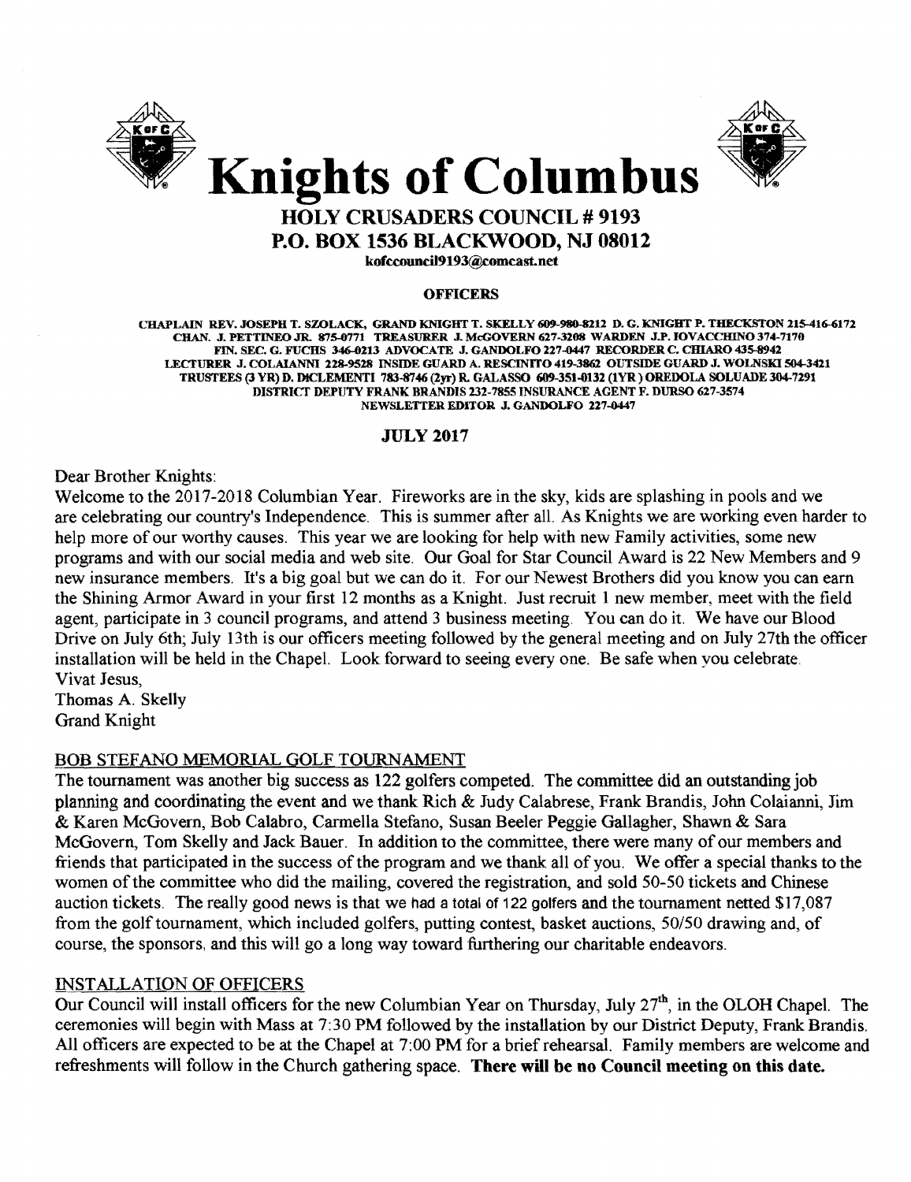# Knights of Columbus

## HOLY CRUSADERS COUNCIL # 9193

## P.O. BOX 1536 BLACKWOOD, NJ 08012

kofccouncil9193@comcast.net

**OFFICERS**

CHAPLAIN REV. JOSEPH T. SZOLACK, GRAND KNIGHT T. SKELLY 609-980-8212 D. G. KNIGHT P. THECKSTON 215-416-6172 CHAN. J. PETTINEO JR. 875-0771 TREASURER J. McGOVERN 627-3208 WARDEN J.P. IOVACCHINO 374-7170 FIN. SEC. G. FUCHS 346-0213 ADVOCATE J. GANDOLFO 227-0447 RECORDER C. CHIARO 435-8942 LECTURER J. COLAIANNI 228-9528 INSIDE GUARD A. RESCINITO 419-3862 OUTSIDE GUARD J. WOLNSKI 504-3421 TRUSTEES (3 YR) D. DiCLEMENTI 783-8746 (2yr) R. GALASSO 609-351-0132 (1YR ) OREDOLA SOLUADE 304-7291 DISTRICT DEPUTY FRANK BRANDIS 232-7855 INSURANCE AGENT F. DURSO 627-3574 NEWSLETTER EDITOR J. GANDOLFO 227-0447

**JULY 2017**

Dear Brother Knights:

Welcome to the 2017-2018 Columbian Year. Fireworks are in the sky, kids are splashing in pools and we are celebrating our country's Independence. This is summer after all. As Knights we are working even harder to help more of our worthy causes. This year we are looking for help with new Family activities, some new programs and with our social media and web site. Our Goal for Star Council Award is 22 New Members and 9 new insurance members. It's a big goal but we can do it. For our Newest Brothers did you know you can earn the Shining Armor Award in your first 12 months as a Knight. Just recruit 1 new member, meet with the field agent, participate in 3 council programs, and attend 3 business meeting. You can do it. We have our Blood Drive on July 6th; July 13th is our officers meeting followed by the general meeting and on July 27th the officer installation will be held in the Chapel. Look forward to seeing every one. Be safe when you celebrate.

Vivat Jesus,

Thomas A. Skelly

Grand Knight

## BOB STEFANO MEMORIAL GOLF TOURNAMENT

The tournament was another big success as 122 golfers competed. The committee did an outstanding job planning and coordinating the event and we thank Rich & Judy Calabrese, Frank Brandis, John Colaianni, Jim & Karen McGovern, Bob Calabro, Carmella Stefano, Susan Beeler Peggie Gallagher, Shawn & Sara McGovern, Tom Skelly and Jack Bauer. In addition to the committee, there were many of our members and friends that participated in the success of the program and we thank all of you. We offer a special thanks to the women of the committee who did the mailing, covered the registration, and sold 50-50 tickets and Chinese auction tickets. The really good news is that we had a total of 122 golfers and the tournament netted $17,087 from the golf tournament, which included golfers, putting contest, basket auctions, 50/50 drawing and, of course, the sponsors, and this will go a long way toward furthering our charitable endeavors.

## INSTALLATION OF OFFICERS

Our Council will install officers for the new Columbian Year on Thursday, July 27th, in the OLOH Chapel. The ceremonies will begin with Mass at 7:30 PM followed by the installation by our District Deputy, Frank Brandis. All officers are expected to be at the Chapel at 7:00 PM for a brief rehearsal. Family members are welcome and refreshments will follow in the Church gathering space. **There will be no Council meeting on this date.**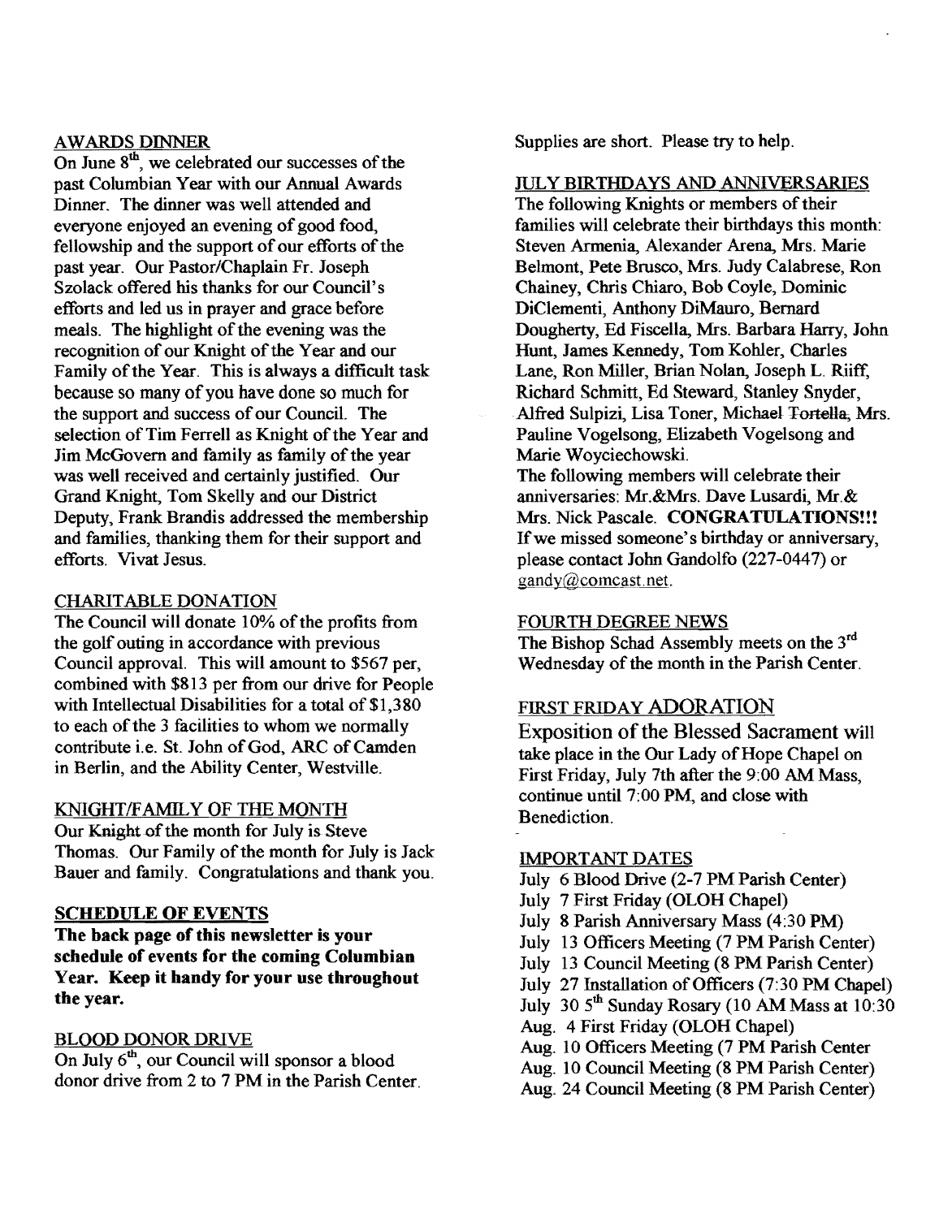## AWARDS DINNER

On June 8th, we celebrated our successes of the past Columbian Year with our Annual Awards Dinner. The dinner was well attended and everyone enjoyed an evening of good food, fellowship and the support of our efforts of the past year. Our Pastor/Chaplain Fr. Joseph Szolack offered his thanks for our Council's efforts and led us in prayer and grace before meals. The highlight of the evening was the recognition of our Knight of the Year and our Family of the Year. This is always a difficult task because so many of you have done so much for the support and success of our Council. The selection of Tim Ferrell as Knight of the Year and Jim McGovern and family as family of the year was well received and certainly justified. Our Grand Knight, Tom Skelly and our District Deputy, Frank Brandis addressed the membership and families, thanking them for their support and efforts. Vivat Jesus.

## CHARITABLE DONATION

The Council will donate 10% of the profits from the golf outing in accordance with previous Council approval. This will amount to $567 per, combined with $813 per from our drive for People with Intellectual Disabilities for a total of $1,380 to each of the 3 facilities to whom we normally contribute i.e. St. John of God, ARC of Camden in Berlin, and the Ability Center, Westville.

## KNIGHT/FAMILY OF THE MONTH

Our Knight of the month for July is Steve Thomas. Our Family of the month for July is Jack Bauer and family. Congratulations and thank you.

## SCHEDULE OF EVENTS

**The back page of this newsletter is your schedule of events for the coming Columbian Year. Keep it handy for your use throughout the year.**

## BLOOD DONOR DRIVE

On July 6th, our Council will sponsor a blood donor drive from 2 to 7 PM in the Parish Center. Supplies are short. Please try to help.

## JULY BIRTHDAYS AND ANNIVERSARIES

The following Knights or members of their families will celebrate their birthdays this month: Steven Armenia, Alexander Arena, Mrs. Marie Belmont, Pete Brusco, Mrs. Judy Calabrese, Ron Chainey, Chris Chiaro, Bob Coyle, Dominic DiClementi, Anthony DiMauro, Bernard Dougherty, Ed Fiscella, Mrs. Barbara Harry, John Hunt, James Kennedy, Tom Kohler, Charles Lane, Ron Miller, Brian Nolan, Joseph L. Riiff, Richard Schmitt, Ed Steward, Stanley Snyder, Alfred Sulpizi, Lisa Toner, Michael ~~Tortella~~, Mrs. Pauline Vogelsong, Elizabeth Vogelsong and Marie Woyciechowski.

The following members will celebrate their anniversaries: Mr.&Mrs. Dave Lusardi, Mr.& Mrs. Nick Pascale. **CONGRATULATIONS!!!**

If we missed someone's birthday or anniversary, please contact John Gandolfo (227-0447) or gandy@comcast.net.

## FOURTH DEGREE NEWS

The Bishop Schad Assembly meets on the 3rd Wednesday of the month in the Parish Center.

## FIRST FRIDAY ADORATION

Exposition of the Blessed Sacrament will take place in the Our Lady of Hope Chapel on First Friday, July 7th after the 9:00 AM Mass, continue until 7:00 PM, and close with Benediction.

## IMPORTANT DATES

- July 6 Blood Drive (2-7 PM Parish Center)
- July 7 First Friday (OLOH Chapel)
- July 8 Parish Anniversary Mass (4:30 PM)
- July 13 Officers Meeting (7 PM Parish Center)
- July 13 Council Meeting (8 PM Parish Center)
- July 27 Installation of Officers (7:30 PM Chapel)
- July 30 5th Sunday Rosary (10 AM Mass at 10:30
- Aug. 4 First Friday (OLOH Chapel)
- Aug. 10 Officers Meeting (7 PM Parish Center
- Aug. 10 Council Meeting (8 PM Parish Center)
- Aug. 24 Council Meeting (8 PM Parish Center)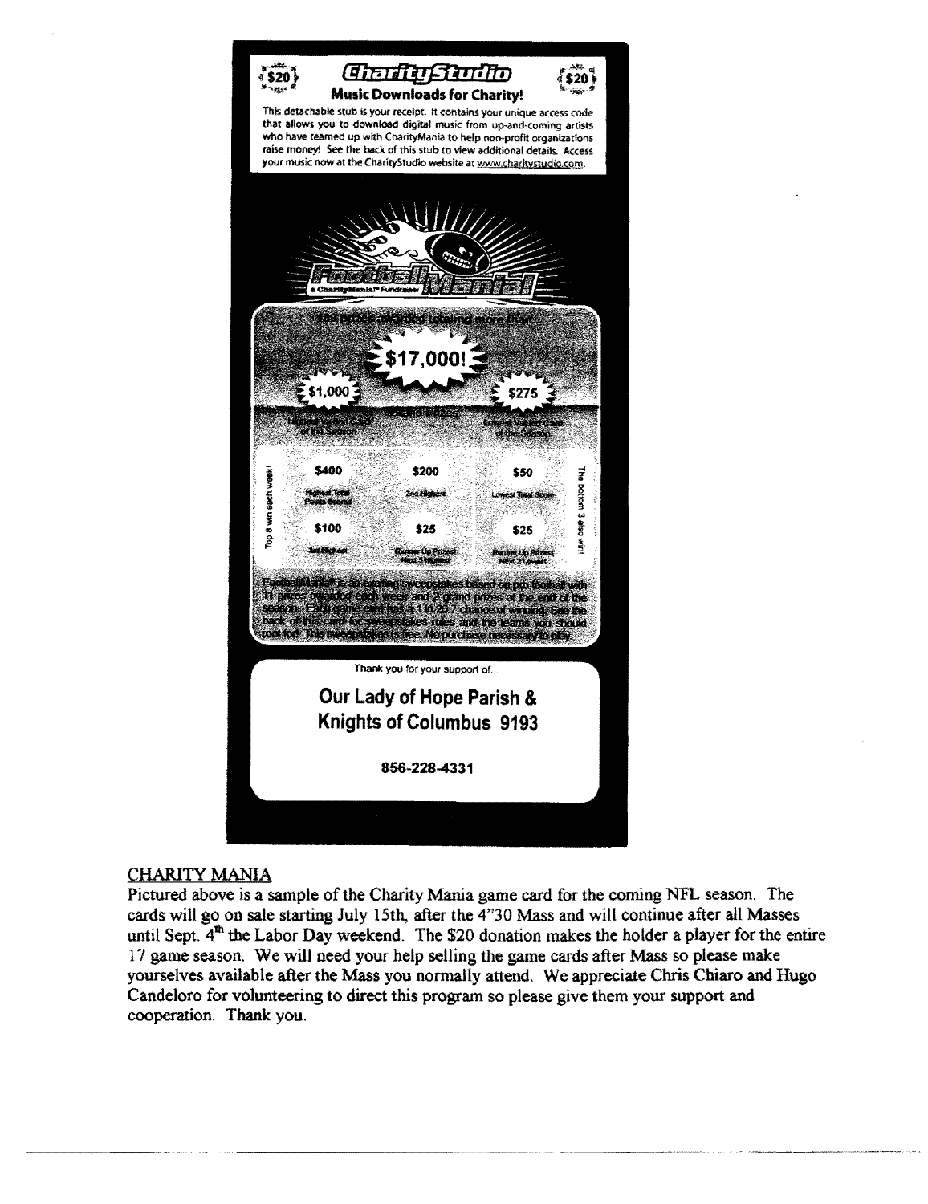$20 **CharityStudio** $20

**Music Downloads for Charity!**

This detachable stub is your receipt. It contains your unique access code that allows you to download digital music from up-and-coming artists who have teamed up with CharityMania to help non-profit organizations raise money! See the back of this stub to view additional details. Access your music now at the CharityStudio website at www.charitystudio.com.

**Football Mania!**

A CharityMania™ Fundraiser

189 prizes awarded totaling more than

**$17,000!**

Grand Prizes

| $1,000 | | $275 |
|---|---|---|
| Highest Valued Card of the Season | | Lowest Valued Card of the Season |

Top 8 win each week! / The bottom 3 also win!

| $400 | $200 | $50 |
|---|---|---|
| Highest Total Points Scored | 2nd Highest | Lowest Total Score |
| **$100** | **$25** | **$25** |
| 3rd Highest | Runner Up Prizes! Next 5 Highest | Runner Up Prizes! Next 2 Lowest |

FootballMania® is an exciting sweepstakes based on pro football with 11 prizes awarded each week and 2 grand prizes at the end of the season. Each game card has a 1 in 26.7 chance of winning. See the back of this card for sweepstakes rules and the teams you should root for! This sweepstakes is free. No purchase necessary to play.

Thank you for your support of...

**Our Lady of Hope Parish & Knights of Columbus 9193**

**856-228-4331**

## CHARITY MANIA

Pictured above is a sample of the Charity Mania game card for the coming NFL season. The cards will go on sale starting July 15th, after the 4"30 Mass and will continue after all Masses until Sept. 4th the Labor Day weekend. The $20 donation makes the holder a player for the entire 17 game season. We will need your help selling the game cards after Mass so please make yourselves available after the Mass you normally attend. We appreciate Chris Chiaro and Hugo Candeloro for volunteering to direct this program so please give them your support and cooperation. Thank you.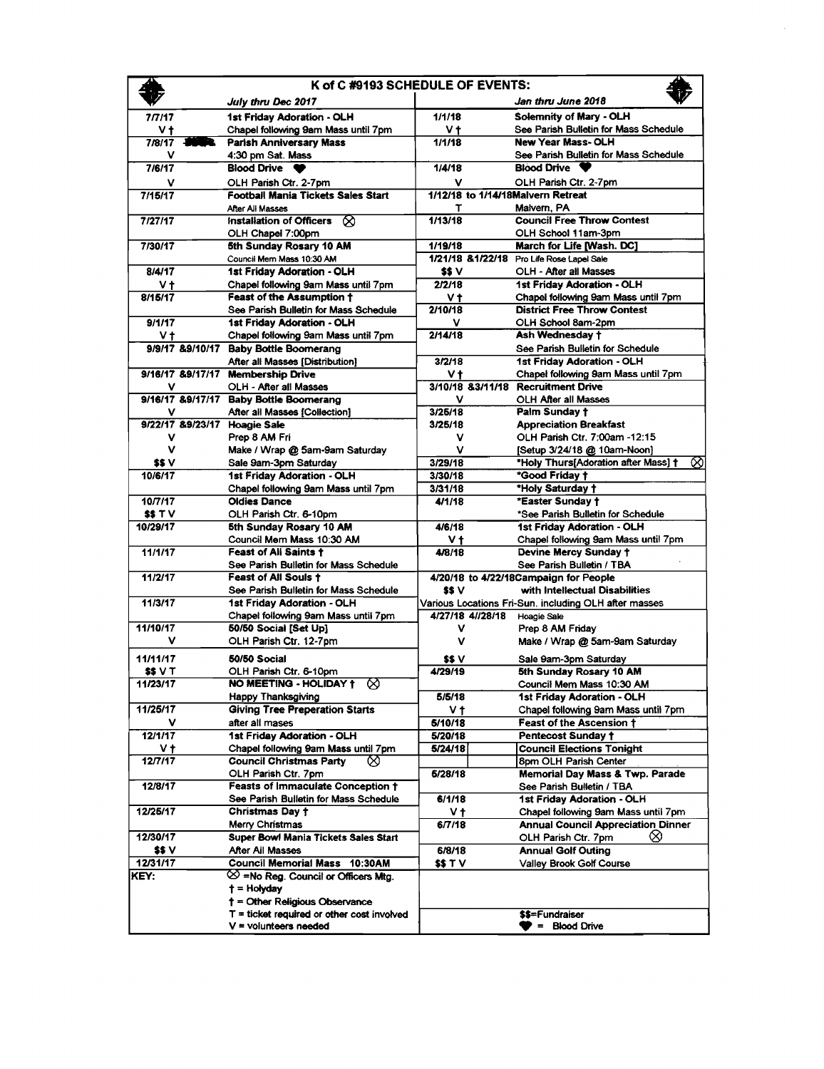# K of C #9193 SCHEDULE OF EVENTS:

| | *July thru Dec 2017* | | *Jan thru June 2018* |
|---|---|---|---|
| 7/7/17 | **1st Friday Adoration - OLH** | 1/1/18 | **Solemnity of Mary - OLH** |
| V † | Chapel following 9am Mass until 7pm | V † | See Parish Bulletin for Mass Schedule |
| 7/8/17 | **Parish Anniversary Mass** | 1/1/18 | **New Year Mass- OLH** |
| V | 4:30 pm Sat. Mass | | See Parish Bulletin for Mass Schedule |
| 7/6/17 | **Blood Drive ♥** | 1/4/18 | **Blood Drive ♥** |
| V | OLH Parish Ctr. 2-7pm | V | OLH Parish Ctr. 2-7pm |
| 7/15/17 | **Football Mania Tickets Sales Start** | 1/12/18 to 1/14/18 | **Malvern Retreat** |
| | After All Masses | T | Malvern, PA |
| 7/27/17 | **Installation of Officers ⊗** | 1/13/18 | **Council Free Throw Contest** |
| | OLH Chapel 7:00pm | | OLH School 11am-3pm |
| 7/30/17 | **5th Sunday Rosary 10 AM** | 1/19/18 | **March for Life [Wash. DC]** |
| | Council Mem Mass 10:30 AM | 1/21/18 &1/22/18 | Pro Life Rose Lapel Sale |
| 8/4/17 | **1st Friday Adoration - OLH** | $$ V | OLH - After all Masses |
| V † | Chapel following 9am Mass until 7pm | 2/2/18 | **1st Friday Adoration - OLH** |
| 8/15/17 | **Feast of the Assumption †** | V † | Chapel following 9am Mass until 7pm |
| | See Parish Bulletin for Mass Schedule | 2/10/18 | **District Free Throw Contest** |
| 9/1/17 | **1st Friday Adoration - OLH** | V | OLH School 8am-2pm |
| V † | Chapel following 9am Mass until 7pm | 2/14/18 | **Ash Wednesday †** |
| 9/9/17 &9/10/17 | **Baby Bottle Boomerang** | | See Parish Bulletin for Schedule |
| | After all Masses [Distribution] | 3/2/18 | **1st Friday Adoration - OLH** |
| 9/16/17 &9/17/17 | **Membership Drive** | V † | Chapel following 9am Mass until 7pm |
| V | OLH - After all Masses | 3/10/18 &3/11/18 | **Recruitment Drive** |
| 9/16/17 &9/17/17 | **Baby Bottle Boomerang** | V | OLH After all Masses |
| V | After all Masses [Collection] | 3/25/18 | **Palm Sunday †** |
| 9/22/17 &9/23/17 | **Hoagie Sale** | 3/25/18 | **Appreciation Breakfast** |
| V | Prep 8 AM Fri | V | OLH Parish Ctr. 7:00am -12:15 |
| V | Make / Wrap @ 5am-9am Saturday | V | [Setup 3/24/18 @ 10am-Noon] |
| $$ V | Sale 9am-3pm Saturday | 3/29/18 | **\*Holy Thurs[Adoration after Mass] † ⊗** |
| 10/6/17 | **1st Friday Adoration - OLH** | 3/30/18 | **\*Good Friday †** |
| | Chapel following 9am Mass until 7pm | 3/31/18 | **\*Holy Saturday †** |
| 10/7/17 | **Oldies Dance** | 4/1/18 | **\*Easter Sunday †** |
| $$ T V | OLH Parish Ctr. 6-10pm | | \*See Parish Bulletin for Schedule |
| 10/29/17 | **5th Sunday Rosary 10 AM** | 4/6/18 | **1st Friday Adoration - OLH** |
| | Council Mem Mass 10:30 AM | V † | Chapel following 9am Mass until 7pm |
| 11/1/17 | **Feast of All Saints †** | 4/8/18 | **Devine Mercy Sunday †** |
| | See Parish Bulletin for Mass Schedule | | See Parish Bulletin / TBA |
| 11/2/17 | **Feast of All Souls †** | 4/20/18 to 4/22/18 | **Campaign for People** |
| | See Parish Bulletin for Mass Schedule | $$ V | **with Intellectual Disabilities** |
| 11/3/17 | **1st Friday Adoration - OLH** | | Various Locations Fri-Sun. including OLH after masses |
| | Chapel following 9am Mass until 7pm | 4/27/18 4//28/18 | Hoagie Sale |
| 11/10/17 | **50/50 Social [Set Up]** | V | Prep 8 AM Friday |
| V | OLH Parish Ctr. 12-7pm | V | Make / Wrap @ 5am-9am Saturday |
| 11/11/17 | **50/50 Social** | $$ V | Sale 9am-3pm Saturday |
| $$ V T | OLH Parish Ctr. 6-10pm | 4/29/19 | **5th Sunday Rosary 10 AM** |
| 11/23/17 | **NO MEETING - HOLIDAY † ⊗** | | Council Mem Mass 10:30 AM |
| | Happy Thanksgiving | 5/5/18 | **1st Friday Adoration - OLH** |
| 11/25/17 | **Giving Tree Preperation Starts** | V † | Chapel following 9am Mass until 7pm |
| V | after all mases | 5/10/18 | **Feast of the Ascension †** |
| 12/1/17 | **1st Friday Adoration - OLH** | 5/20/18 | **Pentecost Sunday †** |
| V † | Chapel following 9am Mass until 7pm | 5/24/18 | **Council Elections Tonight** |
| 12/7/17 | **Council Christmas Party ⊗** | | 8pm OLH Parish Center |
| | OLH Parish Ctr. 7pm | 5/28/18 | **Memorial Day Mass & Twp. Parade** |
| 12/8/17 | **Feasts of Immaculate Conception †** | | See Parish Bulletin / TBA |
| | See Parish Bulletin for Mass Schedule | 6/1/18 | **1st Friday Adoration - OLH** |
| 12/25/17 | **Christmas Day †** | V † | Chapel following 9am Mass until 7pm |
| | Merry Christmas | 6/7/18 | **Annual Council Appreciation Dinner** |
| 12/30/17 | **Super Bowl Mania Tickets Sales Start** | | OLH Parish Ctr. 7pm ⊗ |
| $$ V | After All Masses | 6/8/18 | **Annual Golf Outing** |
| 12/31/17 | **Council Memorial Mass 10:30AM** | $$ T V | Valley Brook Golf Course |
| **KEY:** | ⊗ =No Reg. Council or Officers Mtg. | | |
| | † = Holyday | | |
| | † = Other Religious Observance | | |
| | T = ticket required or other cost involved | | $$=Fundraiser |
| | V = volunteers needed | | ♥ = Blood Drive |